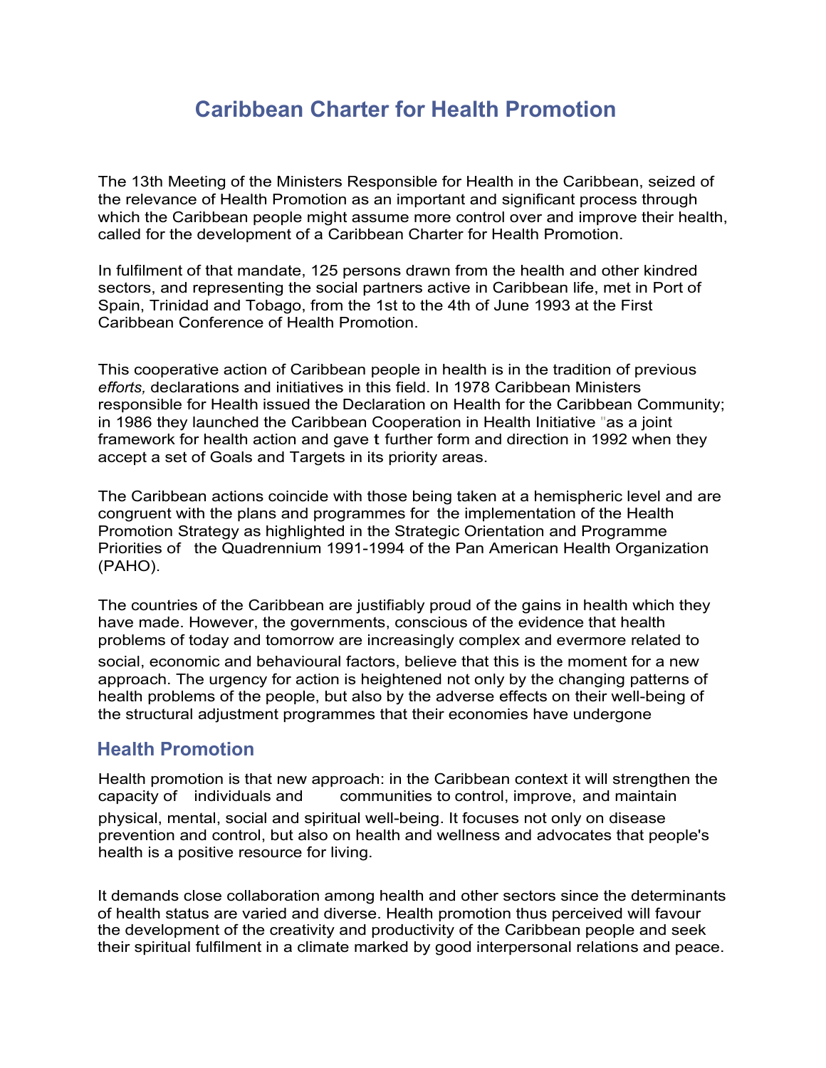# Caribbean Charter for Health Promotion

The 13th Meeting of the Ministers Responsible for Health in the Caribbean, seized of the relevance of Health Promotion as an important and significant process through which the Caribbean people might assume more control over and improve their health, called for the development of a Caribbean Charter for Health Promotion.

In fulfilment of that mandate, 125 persons drawn from the health and other kindred sectors, and representing the social partners active in Caribbean life, met in Port of Spain, Trinidad and Tobago, from the 1st to the 4th of June 1993 at the First Caribbean Conference of Health Promotion.

This cooperative action of Caribbean people in health is in the tradition of previous *efforts,* declarations and initiatives in this field. In 1978 Caribbean Ministers responsible for Health issued the Declaration on Health for the Caribbean Community; in 1986 they launched the Caribbean Cooperation in Health Initiative "as a joint framework for health action and gave t further form and direction in 1992 when they accept a set of Goals and Targets in its priority areas.

The Caribbean actions coincide with those being taken at a hemispheric level and are congruent with the plans and programmes for the implementation of the Health Promotion Strategy as highlighted in the Strategic Orientation and Programme Priorities of the Quadrennium 1991-1994 of the Pan American Health Organization (PAHO).

The countries of the Caribbean are justifiably proud of the gains in health which they have made. However, the governments, conscious of the evidence that health problems of today and tomorrow are increasingly complex and evermore related to social, economic and behavioural factors, believe that this is the moment for a new approach. The urgency for action is heightened not only by the changing patterns of health problems of the people, but also by the adverse effects on their well-being of the structural adjustment programmes that their economies have undergone

## Health Promotion

Health promotion is that new approach: in the Caribbean context it will strengthen the capacity of individuals and communities to control, improve, and maintain physical, mental, social and spiritual well-being. It focuses not only on disease prevention and control, but also on health and wellness and advocates that people's health is a positive resource for living.

It demands close collaboration among health and other sectors since the determinants of health status are varied and diverse. Health promotion thus perceived will favour the development of the creativity and productivity of the Caribbean people and seek their spiritual fulfilment in a climate marked by good interpersonal relations and peace.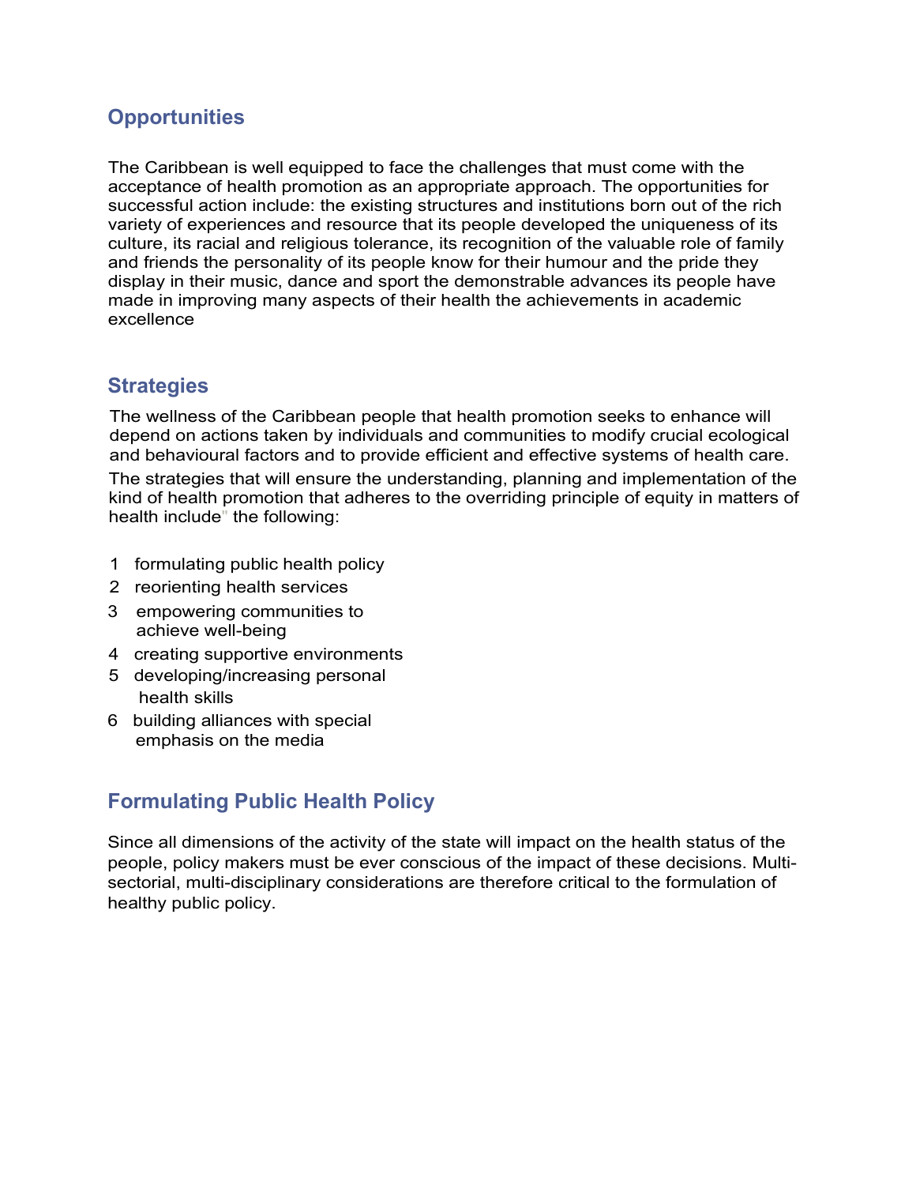## Opportunities

The Caribbean is well equipped to face the challenges that must come with the acceptance of health promotion as an appropriate approach. The opportunities for successful action include: the existing structures and institutions born out of the rich variety of experiences and resource that its people developed the uniqueness of its culture, its racial and religious tolerance, its recognition of the valuable role of family and friends the personality of its people know for their humour and the pride they display in their music, dance and sport the demonstrable advances its people have made in improving many aspects of their health the achievements in academic excellence

## Strategies

The wellness of the Caribbean people that health promotion seeks to enhance will depend on actions taken by individuals and communities to modify crucial ecological and behavioural factors and to provide efficient and effective systems of health care.

The strategies that will ensure the understanding, planning and implementation of the kind of health promotion that adheres to the overriding principle of equity in matters of health include" the following:

1. formulating public health policy
2. reorienting health services
3. empowering communities to achieve well-being
4. creating supportive environments
5. developing/increasing personal health skills
6. building alliances with special emphasis on the media

## Formulating Public Health Policy

Since all dimensions of the activity of the state will impact on the health status of the people, policy makers must be ever conscious of the impact of these decisions. Multi-sectorial, multi-disciplinary considerations are therefore critical to the formulation of healthy public policy.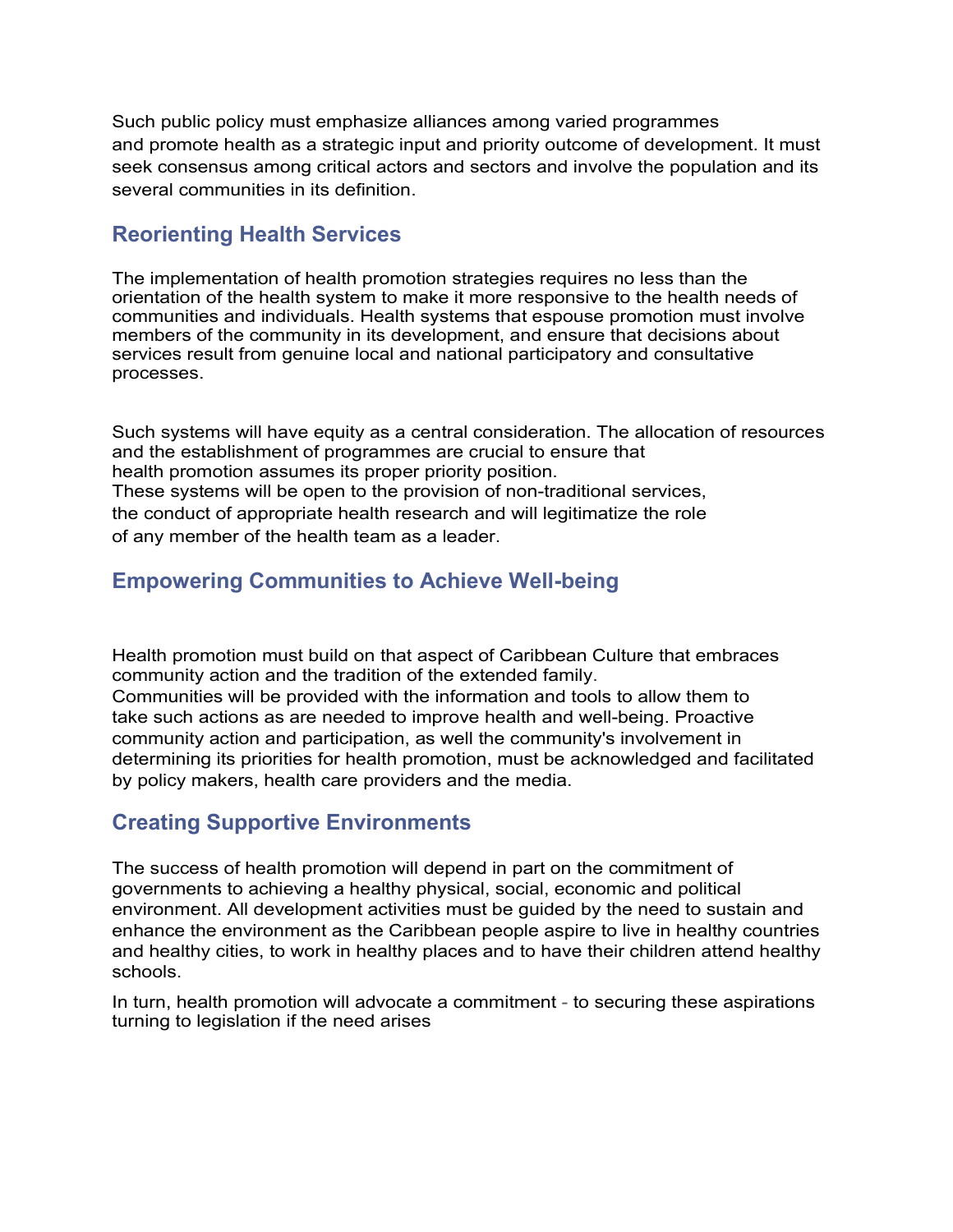Such public policy must emphasize alliances among varied programmes and promote health as a strategic input and priority outcome of development. It must seek consensus among critical actors and sectors and involve the population and its several communities in its definition.

## Reorienting Health Services

The implementation of health promotion strategies requires no less than the orientation of the health system to make it more responsive to the health needs of communities and individuals. Health systems that espouse promotion must involve members of the community in its development, and ensure that decisions about services result from genuine local and national participatory and consultative processes.

Such systems will have equity as a central consideration. The allocation of resources and the establishment of programmes are crucial to ensure that health promotion assumes its proper priority position.
These systems will be open to the provision of non-traditional services, the conduct of appropriate health research and will legitimatize the role of any member of the health team as a leader.

## Empowering Communities to Achieve Well-being

Health promotion must build on that aspect of Caribbean Culture that embraces community action and the tradition of the extended family.
Communities will be provided with the information and tools to allow them to take such actions as are needed to improve health and well-being. Proactive community action and participation, as well the community's involvement in determining its priorities for health promotion, must be acknowledged and facilitated by policy makers, health care providers and the media.

## Creating Supportive Environments

The success of health promotion will depend in part on the commitment of governments to achieving a healthy physical, social, economic and political environment. All development activities must be guided by the need to sustain and enhance the environment as the Caribbean people aspire to live in healthy countries and healthy cities, to work in healthy places and to have their children attend healthy schools.

In turn, health promotion will advocate a commitment - to securing these aspirations turning to legislation if the need arises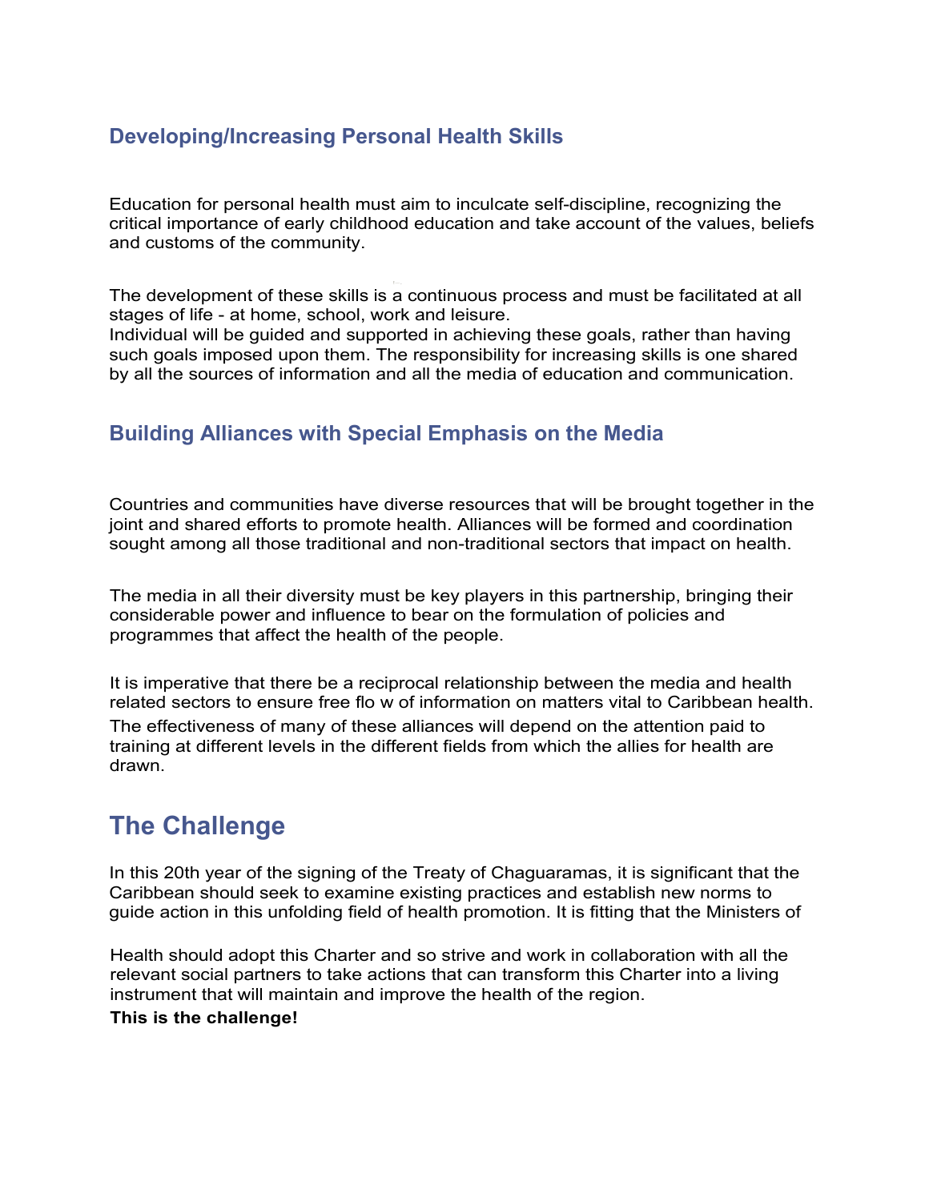### Developing/Increasing Personal Health Skills

Education for personal health must aim to inculcate self-discipline, recognizing the critical importance of early childhood education and take account of the values, beliefs and customs of the community.

The development of these skills is a continuous process and must be facilitated at all stages of life - at home, school, work and leisure.
Individual will be guided and supported in achieving these goals, rather than having such goals imposed upon them. The responsibility for increasing skills is one shared by all the sources of information and all the media of education and communication.

### Building Alliances with Special Emphasis on the Media

Countries and communities have diverse resources that will be brought together in the joint and shared efforts to promote health. Alliances will be formed and coordination sought among all those traditional and non-traditional sectors that impact on health.

The media in all their diversity must be key players in this partnership, bringing their considerable power and influence to bear on the formulation of policies and programmes that affect the health of the people.

It is imperative that there be a reciprocal relationship between the media and health related sectors to ensure free flo w of information on matters vital to Caribbean health.
The effectiveness of many of these alliances will depend on the attention paid to training at different levels in the different fields from which the allies for health are drawn.

## The Challenge

In this 20th year of the signing of the Treaty of Chaguaramas, it is significant that the Caribbean should seek to examine existing practices and establish new norms to guide action in this unfolding field of health promotion. It is fitting that the Ministers of Health should adopt this Charter and so strive and work in collaboration with all the relevant social partners to take actions that can transform this Charter into a living instrument that will maintain and improve the health of the region.

**This is the challenge!**